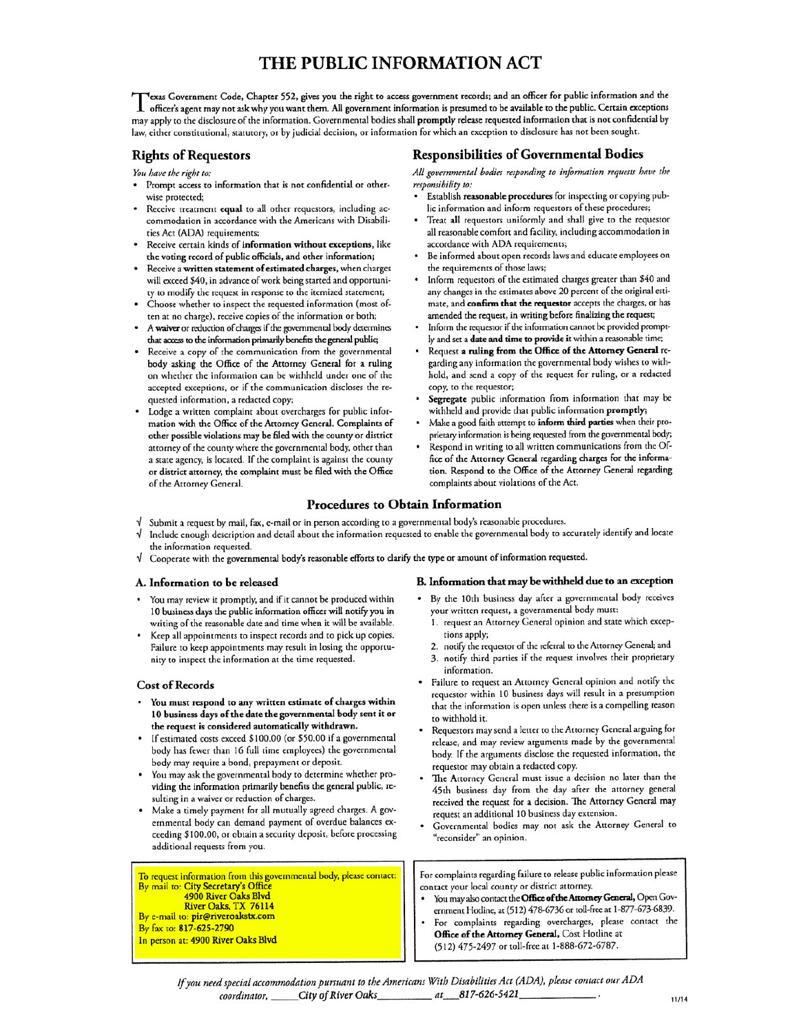# THE PUBLIC INFORMATION ACT

Texas Government Code, Chapter 552, gives you the right to access government records; and an officer for public information and the officer's agent may not ask why you want them. All government information is presumed to be available to the public. Certain exceptions may apply to the disclosure of the information. Governmental bodies shall **promptly** release requested information that is not confidential by law, either constitutional, statutory, or by judicial decision, or information for which an exception to disclosure has not been sought.

## Rights of Requestors

*You have the right to:*

- Prompt access to information that is not confidential or otherwise protected;
- Receive treatment **equal** to all other requestors, including accommodation in accordance with the Americans with Disabilities Act (ADA) requirements;
- Receive certain kinds of **information without exceptions**, like **the voting record of public officials, and other information;**
- Receive a **written statement of estimated charges**, when charges will exceed $40, in advance of work being started and opportunity to modify the request in response to the itemized statement;
- Choose whether to inspect the requested information (most often at no charge), receive copies of the information or both;
- A **waiver** or reduction of charges if the governmental body determines that access to the information primarily benefits the general public;
- Receive a copy of the communication from the governmental body asking the Office of the Attorney General for a ruling on whether the information can be withheld under one of the accepted exceptions, or if the communication discloses the requested information, a redacted copy;
- Lodge a written complaint about overcharges for public information with the Office of the Attorney General. **Complaints of other possible violations may be filed with the county or district attorney of the county where the governmental body, other than a state agency, is located. If the complaint is against the county or district attorney, the complaint must be filed with the Office of the Attorney General.**

## Responsibilities of Governmental Bodies

*All governmental bodies responding to information requests have the responsibility to:*

- Establish **reasonable procedures** for inspecting or copying public information and inform requestors of these procedures;
- Treat **all** requestors uniformly and shall give to the requestor all reasonable comfort and facility, including accommodation in accordance with ADA requirements;
- Be informed about open records laws and educate employees on the requirements of those laws;
- Inform requestors of the estimated charges greater than $40 and any changes in the estimates above 20 percent of the original estimate, and **confirm that the requestor** accepts the charges, or has amended the request, in writing before finalizing the request;
- Inform the requestor if the information cannot be provided promptly and set a **date and time to provide** it within a reasonable time;
- Request **a ruling from the Office of the Attorney General** regarding any information the governmental body wishes to withhold, and send a copy of the request for ruling, or a redacted copy, to the requestor;
- **Segregate** public information from information that may be withheld and provide that public information **promptly;**
- Make a good faith attempt to **inform third parties** when their proprietary information is being requested from the governmental body;
- Respond in writing to all written communications from the Office of the Attorney General regarding charges for the information. Respond to the Office of the Attorney General regarding complaints about violations of the Act.

## Procedures to Obtain Information

√ Submit a request by mail, fax, e-mail or in person according to a governmental body's reasonable procedures.

√ Include enough description and detail about the information requested to enable the governmental body to accurately identify and locate the information requested.

√ Cooperate with the governmental body's reasonable efforts to clarify the type or amount of information requested.

### A. Information to be released

- You may review it promptly, and if it cannot be produced within 10 business days the public information officer will notify you in writing of the reasonable date and time when it will be available.
- Keep all appointments to inspect records and to pick up copies. Failure to keep appointments may result in losing the opportunity to inspect the information at the time requested.

### Cost of Records

- **You must respond to any written estimate of charges within 10 business days of the date the governmental body sent it or the request is considered automatically withdrawn.**
- If estimated costs exceed $100.00 (or $50.00 if a governmental body has fewer than 16 full time employees) the governmental body may require a bond, prepayment or deposit.
- You may ask the governmental body to determine whether providing the information primarily benefits the general public, resulting in a waiver or reduction of charges.
- Make a timely payment for all mutually agreed charges. A governmental body can demand payment of overdue balances exceeding $100.00, or obtain a security deposit, before processing additional requests from you.

### B. Information that may be withheld due to an exception

- By the 10th business day after a governmental body receives your written request, a governmental body must:
  1. request an Attorney General opinion and state which exceptions apply;
  2. notify the requestor of the referral to the Attorney General; and
  3. notify third parties if the request involves their proprietary information.
- Failure to request an Attorney General opinion and notify the requestor within 10 business days will result in a presumption that the information is open unless there is a compelling reason to withhold it.
- Requestors may send a letter to the Attorney General arguing for release, and may review arguments made by the governmental body. If the arguments disclose the requested information, the requestor may obtain a redacted copy.
- The Attorney General must issue a decision no later than the 45th business day from the day after the attorney general received the request for a decision. The Attorney General may request an additional 10 business day extension.
- Governmental bodies may not ask the Attorney General to "reconsider" an opinion.

To request information from this governmental body, please contact:
By mail to: **City Secretary's Office**
**4900 River Oaks Blvd**
**River Oaks, TX 76114**
By e-mail to: **pir@riveroakstx.com**
By fax to: **817-625-2790**
In person at: **4900 River Oaks Blvd**

For complaints regarding failure to release public information please contact your local county or district attorney.

- You may also contact the **Office of the Attorney General,** Open Government Hotline, at (512) 478-6736 or toll-free at 1-877-673-6839.
- For complaints regarding overcharges, please contact the **Office of the Attorney General,** Cost Hotline at (512) 475-2497 or toll-free at 1-888-672-6787.

*If you need special accommodation pursuant to the Americans With Disabilities Act (ADA), please contact our ADA coordinator, City of River Oaks at 817-626-5421.*

11/14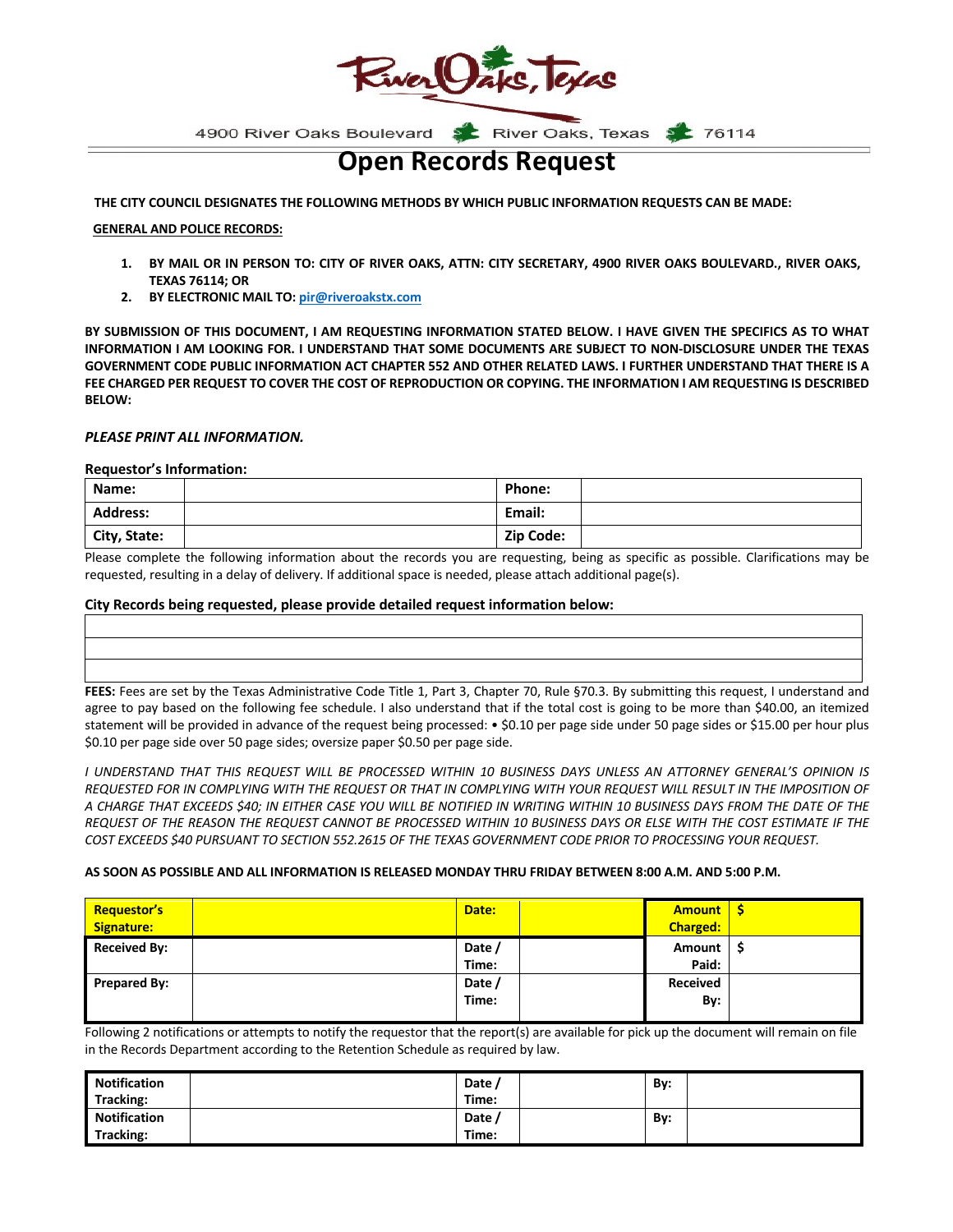River Oaks, Texas

4900 River Oaks Boulevard River Oaks, Texas 76114

# Open Records Request

**THE CITY COUNCIL DESIGNATES THE FOLLOWING METHODS BY WHICH PUBLIC INFORMATION REQUESTS CAN BE MADE:**

**GENERAL AND POLICE RECORDS:**

1. **BY MAIL OR IN PERSON TO: CITY OF RIVER OAKS, ATTN: CITY SECRETARY, 4900 RIVER OAKS BOULEVARD., RIVER OAKS, TEXAS 76114; OR**
2. **BY ELECTRONIC MAIL TO: pir@riveroakstx.com**

**BY SUBMISSION OF THIS DOCUMENT, I AM REQUESTING INFORMATION STATED BELOW. I HAVE GIVEN THE SPECIFICS AS TO WHAT INFORMATION I AM LOOKING FOR. I UNDERSTAND THAT SOME DOCUMENTS ARE SUBJECT TO NON-DISCLOSURE UNDER THE TEXAS GOVERNMENT CODE PUBLIC INFORMATION ACT CHAPTER 552 AND OTHER RELATED LAWS. I FURTHER UNDERSTAND THAT THERE IS A FEE CHARGED PER REQUEST TO COVER THE COST OF REPRODUCTION OR COPYING. THE INFORMATION I AM REQUESTING IS DESCRIBED BELOW:**

***PLEASE PRINT ALL INFORMATION.***

**Requestor's Information:**

| | | | |
|---|---|---|---|
| **Name:** | | **Phone:** | |
| **Address:** | | **Email:** | |
| **City, State:** | | **Zip Code:** | |

Please complete the following information about the records you are requesting, being as specific as possible. Clarifications may be requested, resulting in a delay of delivery. If additional space is needed, please attach additional page(s).

**City Records being requested, please provide detailed request information below:**

| |
|---|
| |
| |
| |

**FEES:** Fees are set by the Texas Administrative Code Title 1, Part 3, Chapter 70, Rule §70.3. By submitting this request, I understand and agree to pay based on the following fee schedule. I also understand that if the total cost is going to be more than $40.00, an itemized statement will be provided in advance of the request being processed: • $0.10 per page side under 50 page sides or $15.00 per hour plus $0.10 per page side over 50 page sides; oversize paper $0.50 per page side.

*I UNDERSTAND THAT THIS REQUEST WILL BE PROCESSED WITHIN 10 BUSINESS DAYS UNLESS AN ATTORNEY GENERAL'S OPINION IS REQUESTED FOR IN COMPLYING WITH THE REQUEST OR THAT IN COMPLYING WITH YOUR REQUEST WILL RESULT IN THE IMPOSITION OF A CHARGE THAT EXCEEDS $40; IN EITHER CASE YOU WILL BE NOTIFIED IN WRITING WITHIN 10 BUSINESS DAYS FROM THE DATE OF THE REQUEST OF THE REASON THE REQUEST CANNOT BE PROCESSED WITHIN 10 BUSINESS DAYS OR ELSE WITH THE COST ESTIMATE IF THE COST EXCEEDS $40 PURSUANT TO SECTION 552.2615 OF THE TEXAS GOVERNMENT CODE PRIOR TO PROCESSING YOUR REQUEST.*

**AS SOON AS POSSIBLE AND ALL INFORMATION IS RELEASED MONDAY THRU FRIDAY BETWEEN 8:00 A.M. AND 5:00 P.M.**

| | | | | | |
|---|---|---|---|---|---|
| **Requestor's Signature:** | | **Date:** | | **Amount Charged:** | $ |
| **Received By:** | | **Date / Time:** | | **Amount Paid:** | $ |
| **Prepared By:** | | **Date / Time:** | | **Received By:** | |

Following 2 notifications or attempts to notify the requestor that the report(s) are available for pick up the document will remain on file in the Records Department according to the Retention Schedule as required by law.

| | | | | | |
|---|---|---|---|---|---|
| **Notification Tracking:** | | **Date / Time:** | | **By:** | |
| **Notification Tracking:** | | **Date / Time:** | | **By:** | |